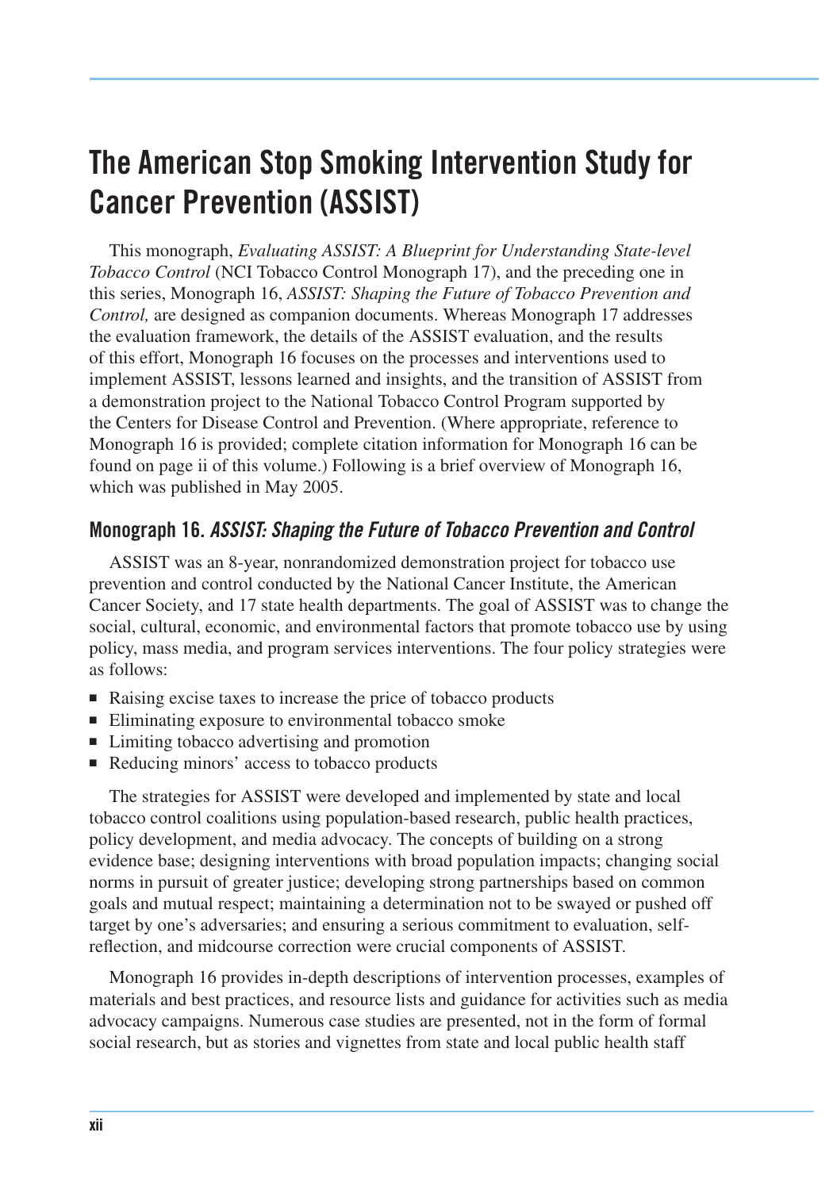# The American Stop Smoking Intervention Study for Cancer Prevention (ASSIST)

This monograph, *Evaluating ASSIST: A Blueprint for Understanding State-level Tobacco Control* (NCI Tobacco Control Monograph 17), and the preceding one in this series, Monograph 16, *ASSIST: Shaping the Future of Tobacco Prevention and Control,* are designed as companion documents. Whereas Monograph 17 addresses the evaluation framework, the details of the ASSIST evaluation, and the results of this effort, Monograph 16 focuses on the processes and interventions used to implement ASSIST, lessons learned and insights, and the transition of ASSIST from a demonstration project to the National Tobacco Control Program supported by the Centers for Disease Control and Prevention. (Where appropriate, reference to Monograph 16 is provided; complete citation information for Monograph 16 can be found on page ii of this volume.) Following is a brief overview of Monograph 16, which was published in May 2005.

## Monograph 16. *ASSIST: Shaping the Future of Tobacco Prevention and Control*

ASSIST was an 8-year, nonrandomized demonstration project for tobacco use prevention and control conducted by the National Cancer Institute, the American Cancer Society, and 17 state health departments. The goal of ASSIST was to change the social, cultural, economic, and environmental factors that promote tobacco use by using policy, mass media, and program services interventions. The four policy strategies were as follows:

- Raising excise taxes to increase the price of tobacco products
- Eliminating exposure to environmental tobacco smoke
- Limiting tobacco advertising and promotion
- Reducing minors' access to tobacco products

The strategies for ASSIST were developed and implemented by state and local tobacco control coalitions using population-based research, public health practices, policy development, and media advocacy. The concepts of building on a strong evidence base; designing interventions with broad population impacts; changing social norms in pursuit of greater justice; developing strong partnerships based on common goals and mutual respect; maintaining a determination not to be swayed or pushed off target by one's adversaries; and ensuring a serious commitment to evaluation, self-reflection, and midcourse correction were crucial components of ASSIST.

Monograph 16 provides in-depth descriptions of intervention processes, examples of materials and best practices, and resource lists and guidance for activities such as media advocacy campaigns. Numerous case studies are presented, not in the form of formal social research, but as stories and vignettes from state and local public health staff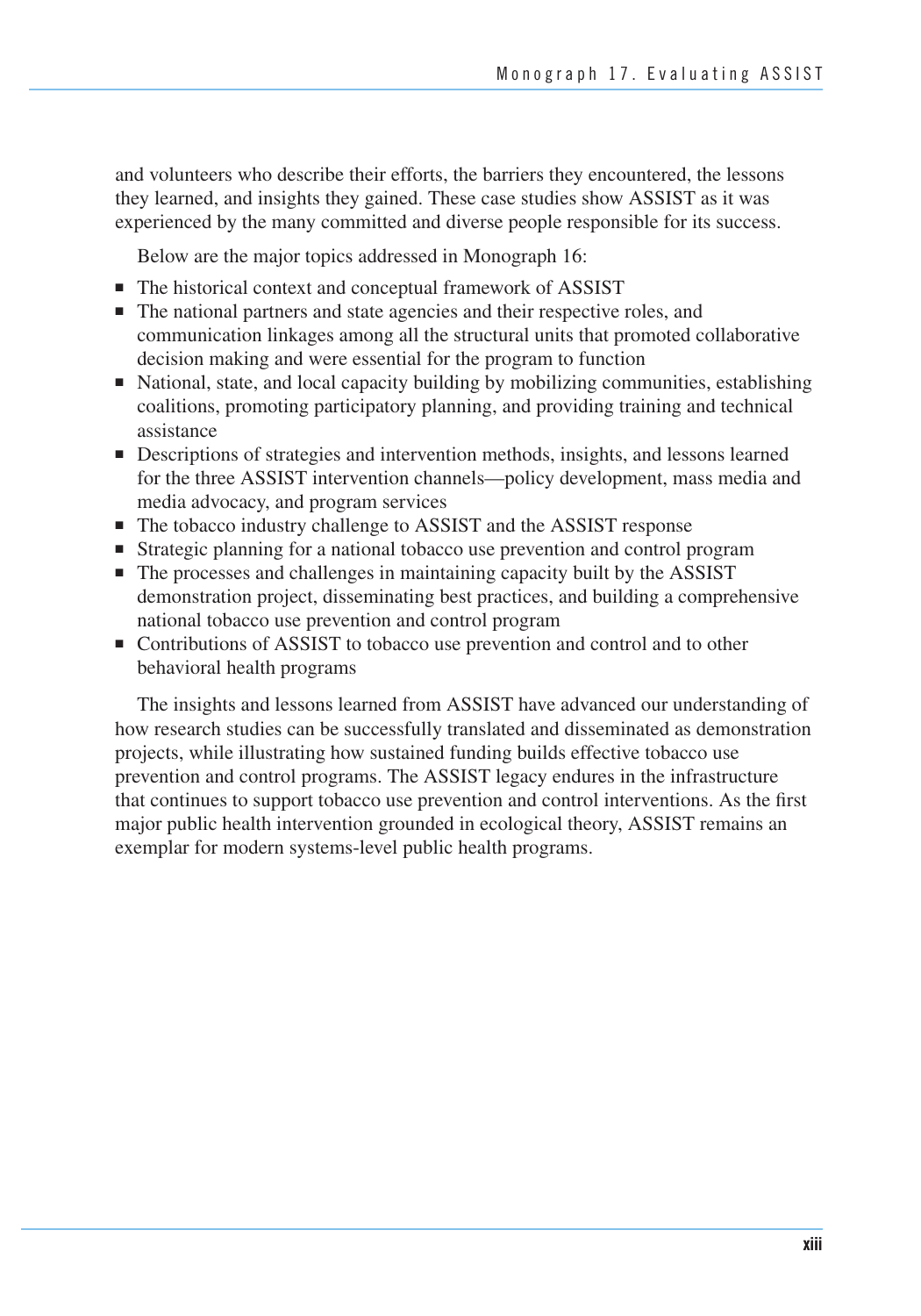and volunteers who describe their efforts, the barriers they encountered, the lessons they learned, and insights they gained. These case studies show ASSIST as it was experienced by the many committed and diverse people responsible for its success.

Below are the major topics addressed in Monograph 16:

- The historical context and conceptual framework of ASSIST
- The national partners and state agencies and their respective roles, and communication linkages among all the structural units that promoted collaborative decision making and were essential for the program to function
- National, state, and local capacity building by mobilizing communities, establishing coalitions, promoting participatory planning, and providing training and technical assistance
- Descriptions of strategies and intervention methods, insights, and lessons learned for the three ASSIST intervention channels—policy development, mass media and media advocacy, and program services
- The tobacco industry challenge to ASSIST and the ASSIST response
- Strategic planning for a national tobacco use prevention and control program
- The processes and challenges in maintaining capacity built by the ASSIST demonstration project, disseminating best practices, and building a comprehensive national tobacco use prevention and control program
- Contributions of ASSIST to tobacco use prevention and control and to other behavioral health programs

The insights and lessons learned from ASSIST have advanced our understanding of how research studies can be successfully translated and disseminated as demonstration projects, while illustrating how sustained funding builds effective tobacco use prevention and control programs. The ASSIST legacy endures in the infrastructure that continues to support tobacco use prevention and control interventions. As the first major public health intervention grounded in ecological theory, ASSIST remains an exemplar for modern systems-level public health programs.